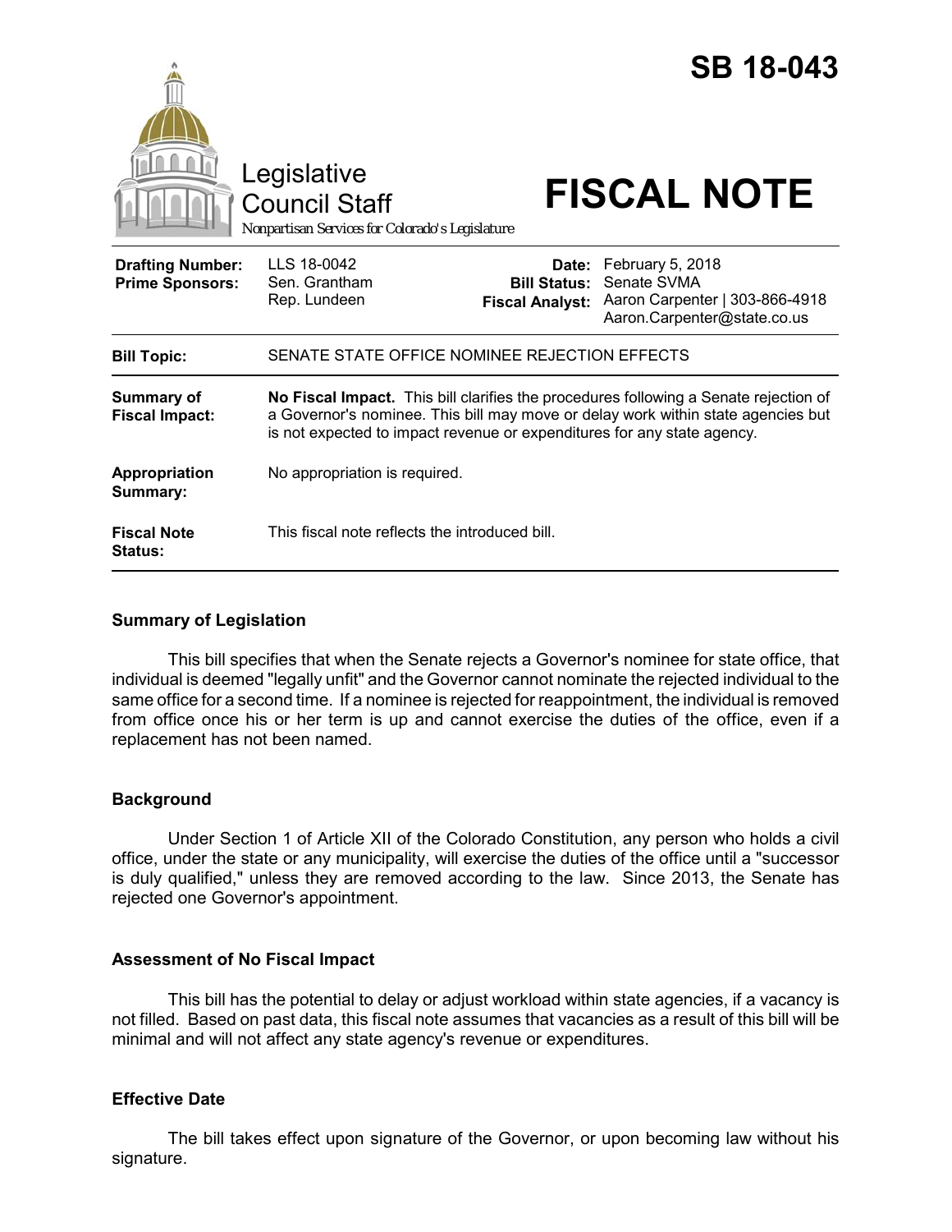# SB 18-043

Legislative Council Staff

*Nonpartisan Services for Colorado's Legislature*

# FISCAL NOTE

| | | | |
|---|---|---|---|
| **Drafting Number:** | LLS 18-0042 | **Date:** | February 5, 2018 |
| **Prime Sponsors:** | Sen. Grantham | **Bill Status:** | Senate SVMA |
| | Rep. Lundeen | **Fiscal Analyst:** | Aaron Carpenter \| 303-866-4918 |
| | | | Aaron.Carpenter@state.co.us |

| | |
|---|---|
| **Bill Topic:** | SENATE STATE OFFICE NOMINEE REJECTION EFFECTS |
| **Summary of Fiscal Impact:** | **No Fiscal Impact.** This bill clarifies the procedures following a Senate rejection of a Governor's nominee. This bill may move or delay work within state agencies but is not expected to impact revenue or expenditures for any state agency. |
| **Appropriation Summary:** | No appropriation is required. |
| **Fiscal Note Status:** | This fiscal note reflects the introduced bill. |

## Summary of Legislation

This bill specifies that when the Senate rejects a Governor's nominee for state office, that individual is deemed "legally unfit" and the Governor cannot nominate the rejected individual to the same office for a second time. If a nominee is rejected for reappointment, the individual is removed from office once his or her term is up and cannot exercise the duties of the office, even if a replacement has not been named.

## Background

Under Section 1 of Article XII of the Colorado Constitution, any person who holds a civil office, under the state or any municipality, will exercise the duties of the office until a "successor is duly qualified," unless they are removed according to the law. Since 2013, the Senate has rejected one Governor's appointment.

## Assessment of No Fiscal Impact

This bill has the potential to delay or adjust workload within state agencies, if a vacancy is not filled. Based on past data, this fiscal note assumes that vacancies as a result of this bill will be minimal and will not affect any state agency's revenue or expenditures.

## Effective Date

The bill takes effect upon signature of the Governor, or upon becoming law without his signature.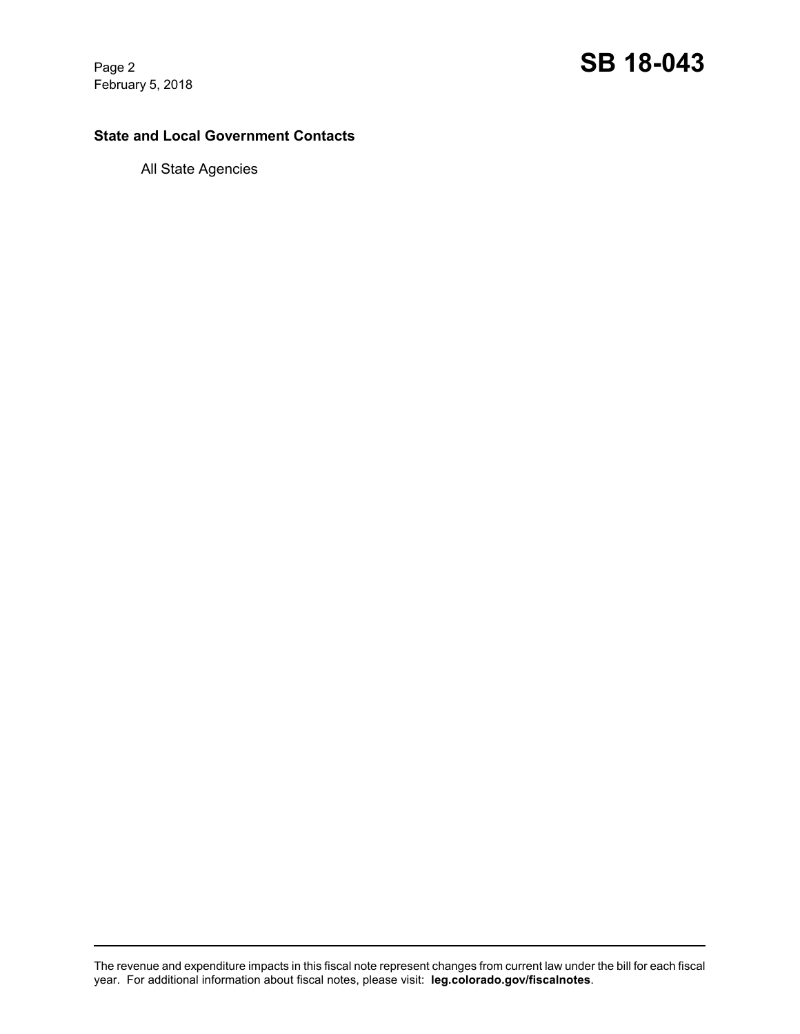## State and Local Government Contacts

All State Agencies

The revenue and expenditure impacts in this fiscal note represent changes from current law under the bill for each fiscal year. For additional information about fiscal notes, please visit: **leg.colorado.gov/fiscalnotes**.